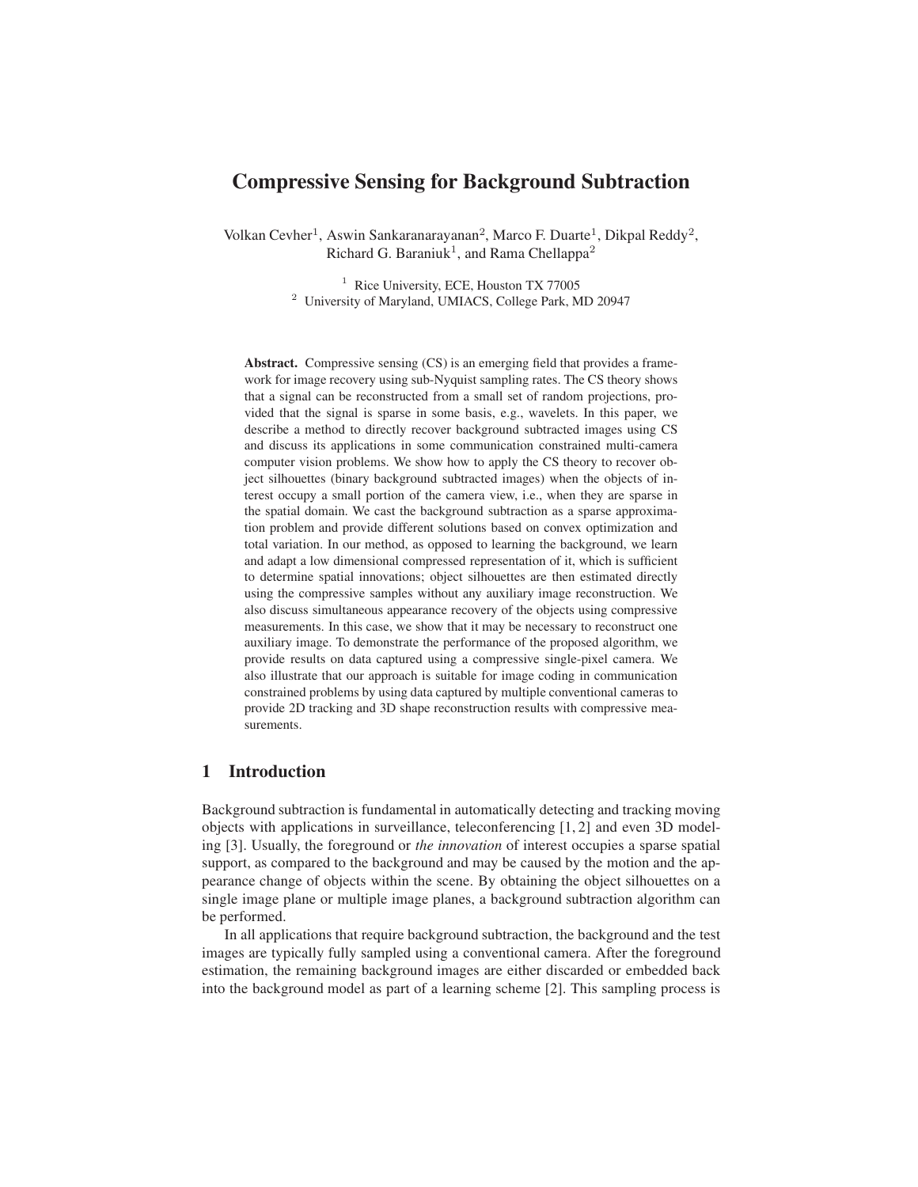# Compressive Sensing for Background Subtraction

Volkan Cevher[1], Aswin Sankaranarayanan[2], Marco F. Duarte[1], Dikpal Reddy[2], Richard G. Baraniuk[1], and Rama Chellappa[2]

[1] Rice University, ECE, Houston TX 77005
[2] University of Maryland, UMIACS, College Park, MD 20947

**Abstract.** Compressive sensing (CS) is an emerging field that provides a framework for image recovery using sub-Nyquist sampling rates. The CS theory shows that a signal can be reconstructed from a small set of random projections, provided that the signal is sparse in some basis, e.g., wavelets. In this paper, we describe a method to directly recover background subtracted images using CS and discuss its applications in some communication constrained multi-camera computer vision problems. We show how to apply the CS theory to recover object silhouettes (binary background subtracted images) when the objects of interest occupy a small portion of the camera view, i.e., when they are sparse in the spatial domain. We cast the background subtraction as a sparse approximation problem and provide different solutions based on convex optimization and total variation. In our method, as opposed to learning the background, we learn and adapt a low dimensional compressed representation of it, which is sufficient to determine spatial innovations; object silhouettes are then estimated directly using the compressive samples without any auxiliary image reconstruction. We also discuss simultaneous appearance recovery of the objects using compressive measurements. In this case, we show that it may be necessary to reconstruct one auxiliary image. To demonstrate the performance of the proposed algorithm, we provide results on data captured using a compressive single-pixel camera. We also illustrate that our approach is suitable for image coding in communication constrained problems by using data captured by multiple conventional cameras to provide 2D tracking and 3D shape reconstruction results with compressive measurements.

## 1 Introduction

Background subtraction is fundamental in automatically detecting and tracking moving objects with applications in surveillance, teleconferencing [1, 2] and even 3D modeling [3]. Usually, the foreground or *the innovation* of interest occupies a sparse spatial support, as compared to the background and may be caused by the motion and the appearance change of objects within the scene. By obtaining the object silhouettes on a single image plane or multiple image planes, a background subtraction algorithm can be performed.

In all applications that require background subtraction, the background and the test images are typically fully sampled using a conventional camera. After the foreground estimation, the remaining background images are either discarded or embedded back into the background model as part of a learning scheme [2]. This sampling process is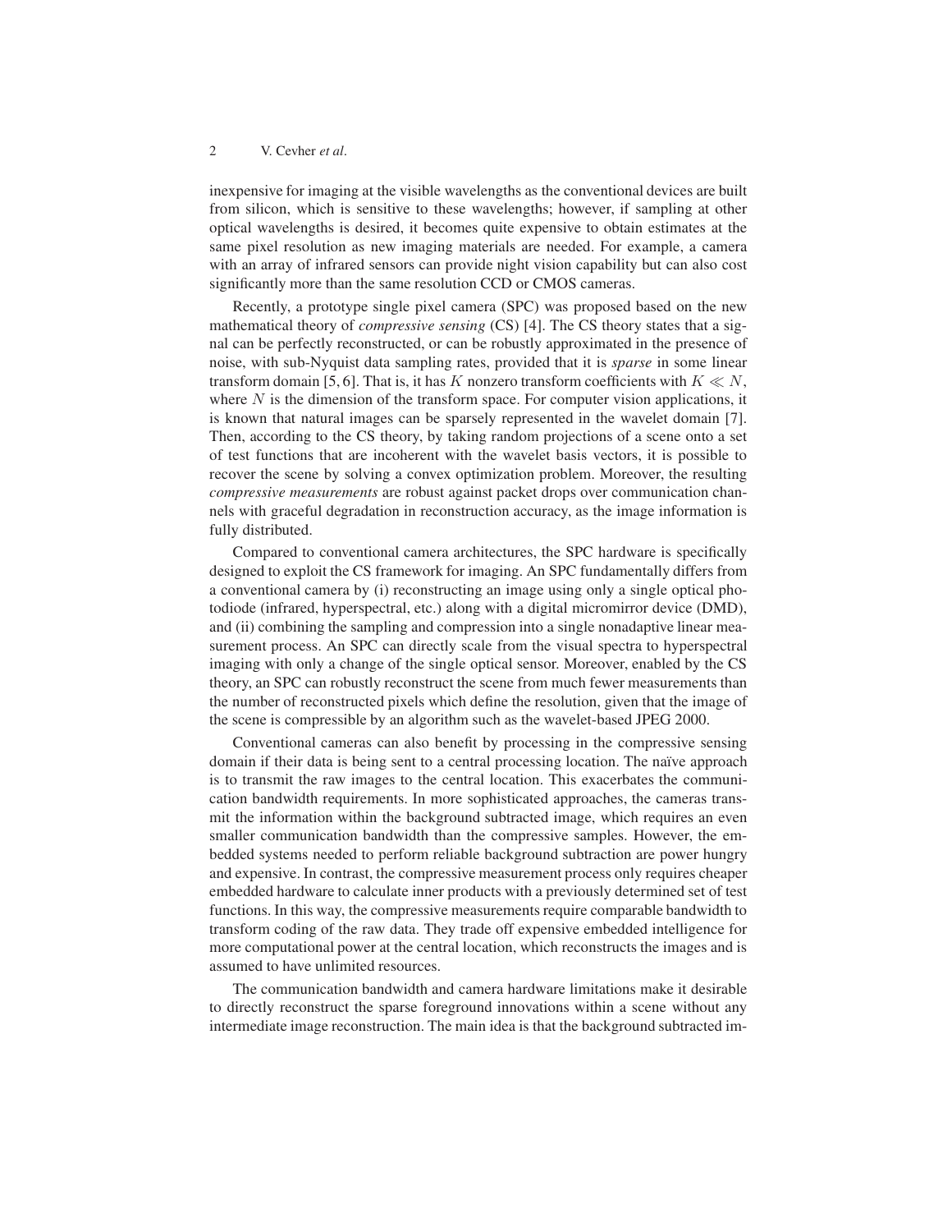inexpensive for imaging at the visible wavelengths as the conventional devices are built from silicon, which is sensitive to these wavelengths; however, if sampling at other optical wavelengths is desired, it becomes quite expensive to obtain estimates at the same pixel resolution as new imaging materials are needed. For example, a camera with an array of infrared sensors can provide night vision capability but can also cost significantly more than the same resolution CCD or CMOS cameras.

Recently, a prototype single pixel camera (SPC) was proposed based on the new mathematical theory of *compressive sensing* (CS) [4]. The CS theory states that a signal can be perfectly reconstructed, or can be robustly approximated in the presence of noise, with sub-Nyquist data sampling rates, provided that it is *sparse* in some linear transform domain [5, 6]. That is, it has $K$ nonzero transform coefficients with $K \ll N$, where $N$ is the dimension of the transform space. For computer vision applications, it is known that natural images can be sparsely represented in the wavelet domain [7]. Then, according to the CS theory, by taking random projections of a scene onto a set of test functions that are incoherent with the wavelet basis vectors, it is possible to recover the scene by solving a convex optimization problem. Moreover, the resulting *compressive measurements* are robust against packet drops over communication channels with graceful degradation in reconstruction accuracy, as the image information is fully distributed.

Compared to conventional camera architectures, the SPC hardware is specifically designed to exploit the CS framework for imaging. An SPC fundamentally differs from a conventional camera by (i) reconstructing an image using only a single optical photodiode (infrared, hyperspectral, etc.) along with a digital micromirror device (DMD), and (ii) combining the sampling and compression into a single nonadaptive linear measurement process. An SPC can directly scale from the visual spectra to hyperspectral imaging with only a change of the single optical sensor. Moreover, enabled by the CS theory, an SPC can robustly reconstruct the scene from much fewer measurements than the number of reconstructed pixels which define the resolution, given that the image of the scene is compressible by an algorithm such as the wavelet-based JPEG 2000.

Conventional cameras can also benefit by processing in the compressive sensing domain if their data is being sent to a central processing location. The naïve approach is to transmit the raw images to the central location. This exacerbates the communication bandwidth requirements. In more sophisticated approaches, the cameras transmit the information within the background subtracted image, which requires an even smaller communication bandwidth than the compressive samples. However, the embedded systems needed to perform reliable background subtraction are power hungry and expensive. In contrast, the compressive measurement process only requires cheaper embedded hardware to calculate inner products with a previously determined set of test functions. In this way, the compressive measurements require comparable bandwidth to transform coding of the raw data. They trade off expensive embedded intelligence for more computational power at the central location, which reconstructs the images and is assumed to have unlimited resources.

The communication bandwidth and camera hardware limitations make it desirable to directly reconstruct the sparse foreground innovations within a scene without any intermediate image reconstruction. The main idea is that the background subtracted im-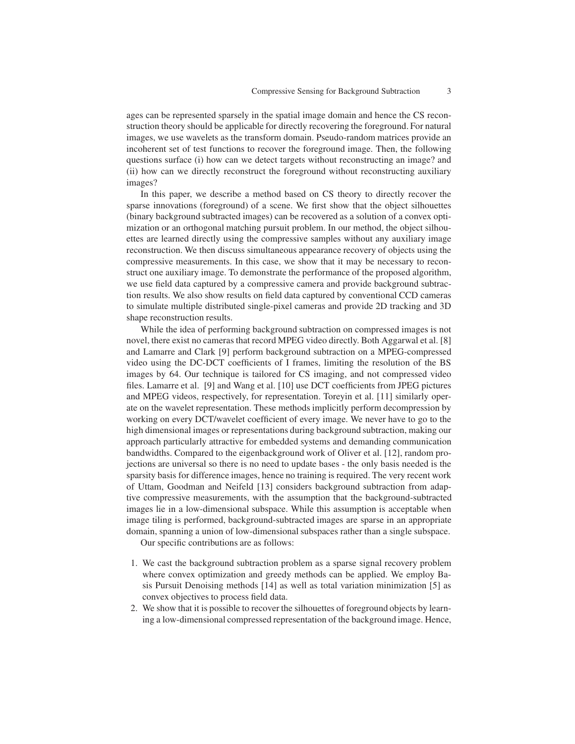ages can be represented sparsely in the spatial image domain and hence the CS reconstruction theory should be applicable for directly recovering the foreground. For natural images, we use wavelets as the transform domain. Pseudo-random matrices provide an incoherent set of test functions to recover the foreground image. Then, the following questions surface (i) how can we detect targets without reconstructing an image? and (ii) how can we directly reconstruct the foreground without reconstructing auxiliary images?

In this paper, we describe a method based on CS theory to directly recover the sparse innovations (foreground) of a scene. We first show that the object silhouettes (binary background subtracted images) can be recovered as a solution of a convex optimization or an orthogonal matching pursuit problem. In our method, the object silhouettes are learned directly using the compressive samples without any auxiliary image reconstruction. We then discuss simultaneous appearance recovery of objects using the compressive measurements. In this case, we show that it may be necessary to reconstruct one auxiliary image. To demonstrate the performance of the proposed algorithm, we use field data captured by a compressive camera and provide background subtraction results. We also show results on field data captured by conventional CCD cameras to simulate multiple distributed single-pixel cameras and provide 2D tracking and 3D shape reconstruction results.

While the idea of performing background subtraction on compressed images is not novel, there exist no cameras that record MPEG video directly. Both Aggarwal et al. [8] and Lamarre and Clark [9] perform background subtraction on a MPEG-compressed video using the DC-DCT coefficients of I frames, limiting the resolution of the BS images by 64. Our technique is tailored for CS imaging, and not compressed video files. Lamarre et al. [9] and Wang et al. [10] use DCT coefficients from JPEG pictures and MPEG videos, respectively, for representation. Toreyin et al. [11] similarly operate on the wavelet representation. These methods implicitly perform decompression by working on every DCT/wavelet coefficient of every image. We never have to go to the high dimensional images or representations during background subtraction, making our approach particularly attractive for embedded systems and demanding communication bandwidths. Compared to the eigenbackground work of Oliver et al. [12], random projections are universal so there is no need to update bases - the only basis needed is the sparsity basis for difference images, hence no training is required. The very recent work of Uttam, Goodman and Neifeld [13] considers background subtraction from adaptive compressive measurements, with the assumption that the background-subtracted images lie in a low-dimensional subspace. While this assumption is acceptable when image tiling is performed, background-subtracted images are sparse in an appropriate domain, spanning a union of low-dimensional subspaces rather than a single subspace.

Our specific contributions are as follows:

1. We cast the background subtraction problem as a sparse signal recovery problem where convex optimization and greedy methods can be applied. We employ Basis Pursuit Denoising methods [14] as well as total variation minimization [5] as convex objectives to process field data.
2. We show that it is possible to recover the silhouettes of foreground objects by learning a low-dimensional compressed representation of the background image. Hence,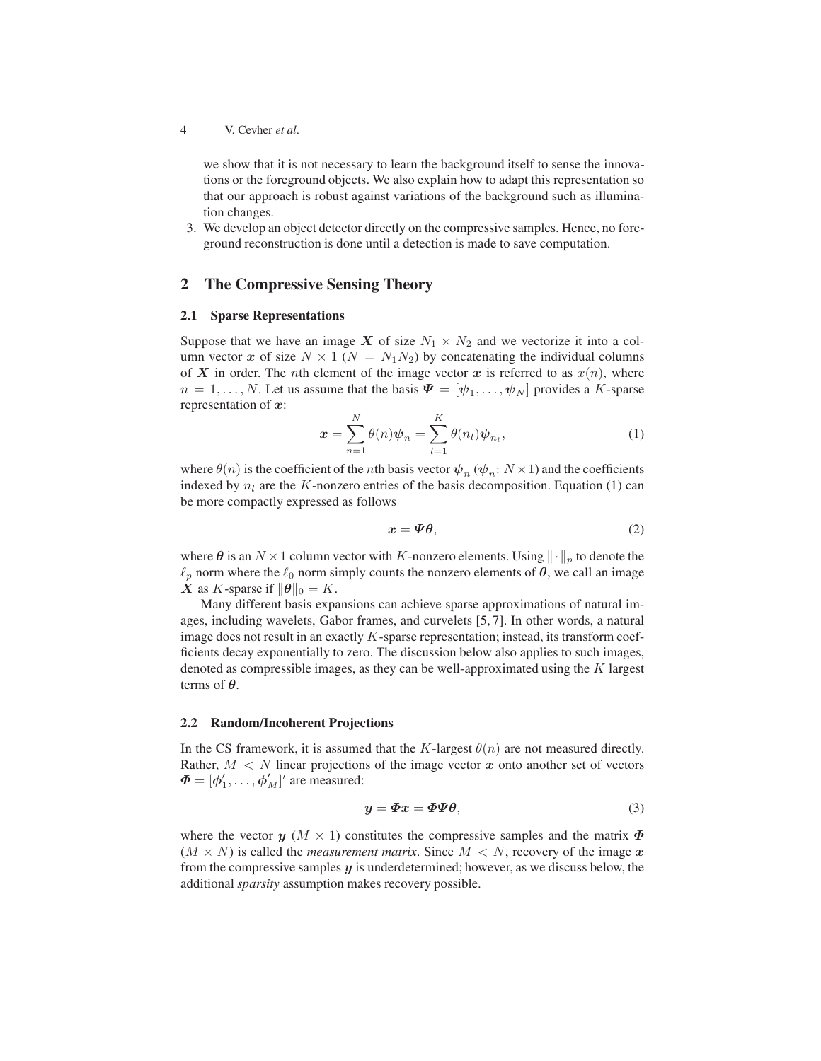we show that it is not necessary to learn the background itself to sense the innovations or the foreground objects. We also explain how to adapt this representation so that our approach is robust against variations of the background such as illumination changes.

3. We develop an object detector directly on the compressive samples. Hence, no foreground reconstruction is done until a detection is made to save computation.

## 2 The Compressive Sensing Theory

### 2.1 Sparse Representations

Suppose that we have an image $\boldsymbol{X}$ of size $N_1 \times N_2$ and we vectorize it into a column vector $\boldsymbol{x}$ of size $N \times 1$ ($N = N_1 N_2$) by concatenating the individual columns of $\boldsymbol{X}$ in order. The $n$th element of the image vector $\boldsymbol{x}$ is referred to as $x(n)$, where $n = 1, \ldots, N$. Let us assume that the basis $\boldsymbol{\Psi} = [\boldsymbol{\psi}_1, \ldots, \boldsymbol{\psi}_N]$ provides a $K$-sparse representation of $\boldsymbol{x}$:

$$\boldsymbol{x} = \sum_{n=1}^{N} \theta(n) \boldsymbol{\psi}_n = \sum_{l=1}^{K} \theta(n_l) \boldsymbol{\psi}_{n_l}, \tag{1}$$

where $\theta(n)$ is the coefficient of the $n$th basis vector $\boldsymbol{\psi}_n$ ($\boldsymbol{\psi}_n$: $N \times 1$) and the coefficients indexed by $n_l$ are the $K$-nonzero entries of the basis decomposition. Equation (1) can be more compactly expressed as follows

$$\boldsymbol{x} = \boldsymbol{\Psi} \boldsymbol{\theta}, \tag{2}$$

where $\boldsymbol{\theta}$ is an $N \times 1$ column vector with $K$-nonzero elements. Using $\|\cdot\|_p$ to denote the $\ell_p$ norm where the $\ell_0$ norm simply counts the nonzero elements of $\boldsymbol{\theta}$, we call an image $\boldsymbol{X}$ as $K$-sparse if $\|\boldsymbol{\theta}\|_0 = K$.

Many different basis expansions can achieve sparse approximations of natural images, including wavelets, Gabor frames, and curvelets [5, 7]. In other words, a natural image does not result in an exactly $K$-sparse representation; instead, its transform coefficients decay exponentially to zero. The discussion below also applies to such images, denoted as compressible images, as they can be well-approximated using the $K$ largest terms of $\boldsymbol{\theta}$.

### 2.2 Random/Incoherent Projections

In the CS framework, it is assumed that the $K$-largest $\theta(n)$ are not measured directly. Rather, $M < N$ linear projections of the image vector $\boldsymbol{x}$ onto another set of vectors $\boldsymbol{\Phi} = [\boldsymbol{\phi}'_1, \ldots, \boldsymbol{\phi}'_M]'$ are measured:

$$\boldsymbol{y} = \boldsymbol{\Phi} \boldsymbol{x} = \boldsymbol{\Phi} \boldsymbol{\Psi} \boldsymbol{\theta}, \tag{3}$$

where the vector $\boldsymbol{y}$ ($M \times 1$) constitutes the compressive samples and the matrix $\boldsymbol{\Phi}$ ($M \times N$) is called the *measurement matrix*. Since $M < N$, recovery of the image $\boldsymbol{x}$ from the compressive samples $\boldsymbol{y}$ is underdetermined; however, as we discuss below, the additional *sparsity* assumption makes recovery possible.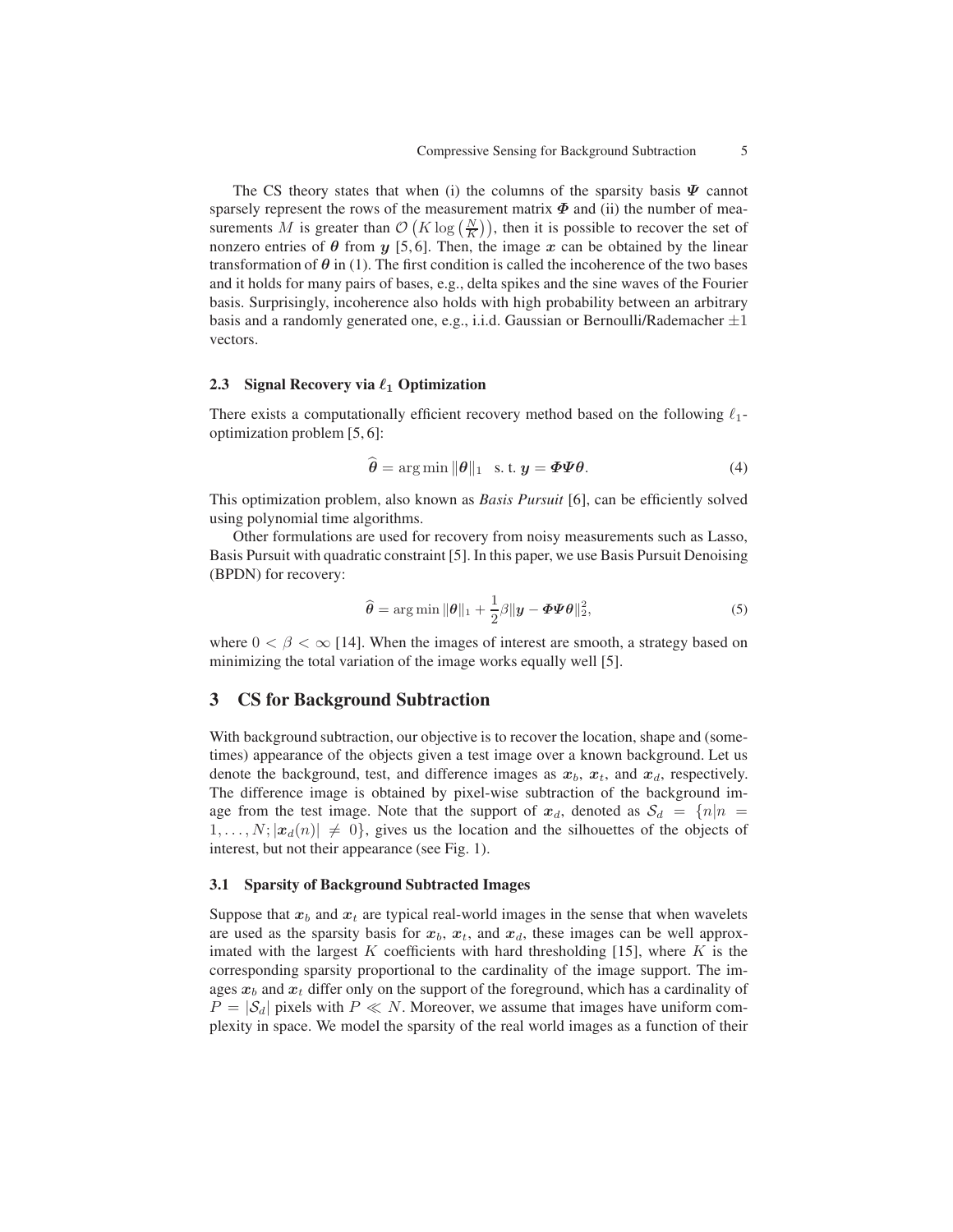The CS theory states that when (i) the columns of the sparsity basis $\boldsymbol{\Psi}$ cannot sparsely represent the rows of the measurement matrix $\boldsymbol{\Phi}$ and (ii) the number of measurements $M$ is greater than $\mathcal{O}\left(K \log\left(\frac{N}{K}\right)\right)$, then it is possible to recover the set of nonzero entries of $\boldsymbol{\theta}$ from $\boldsymbol{y}$ [5, 6]. Then, the image $\boldsymbol{x}$ can be obtained by the linear transformation of $\boldsymbol{\theta}$ in (1). The first condition is called the incoherence of the two bases and it holds for many pairs of bases, e.g., delta spikes and the sine waves of the Fourier basis. Surprisingly, incoherence also holds with high probability between an arbitrary basis and a randomly generated one, e.g., i.i.d. Gaussian or Bernoulli/Rademacher $\pm 1$ vectors.

### 2.3 Signal Recovery via $\ell_1$ Optimization

There exists a computationally efficient recovery method based on the following $\ell_1$-optimization problem [5, 6]:

$$\widehat{\boldsymbol{\theta}} = \arg\min \|\boldsymbol{\theta}\|_1 \quad \text{s. t. } \boldsymbol{y} = \boldsymbol{\Phi}\boldsymbol{\Psi}\boldsymbol{\theta}. \tag{4}$$

This optimization problem, also known as *Basis Pursuit* [6], can be efficiently solved using polynomial time algorithms.

Other formulations are used for recovery from noisy measurements such as Lasso, Basis Pursuit with quadratic constraint [5]. In this paper, we use Basis Pursuit Denoising (BPDN) for recovery:

$$\widehat{\boldsymbol{\theta}} = \arg\min \|\boldsymbol{\theta}\|_1 + \frac{1}{2}\beta\|\boldsymbol{y} - \boldsymbol{\Phi}\boldsymbol{\Psi}\boldsymbol{\theta}\|_2^2, \tag{5}$$

where $0 < \beta < \infty$ [14]. When the images of interest are smooth, a strategy based on minimizing the total variation of the image works equally well [5].

## 3 CS for Background Subtraction

With background subtraction, our objective is to recover the location, shape and (sometimes) appearance of the objects given a test image over a known background. Let us denote the background, test, and difference images as $\boldsymbol{x}_b$, $\boldsymbol{x}_t$, and $\boldsymbol{x}_d$, respectively. The difference image is obtained by pixel-wise subtraction of the background image from the test image. Note that the support of $\boldsymbol{x}_d$, denoted as $\mathcal{S}_d = \{n | n = 1, \ldots, N; |\boldsymbol{x}_d(n)| \neq 0\}$, gives us the location and the silhouettes of the objects of interest, but not their appearance (see Fig. 1).

### 3.1 Sparsity of Background Subtracted Images

Suppose that $\boldsymbol{x}_b$ and $\boldsymbol{x}_t$ are typical real-world images in the sense that when wavelets are used as the sparsity basis for $\boldsymbol{x}_b$, $\boldsymbol{x}_t$, and $\boldsymbol{x}_d$, these images can be well approximated with the largest $K$ coefficients with hard thresholding [15], where $K$ is the corresponding sparsity proportional to the cardinality of the image support. The images $\boldsymbol{x}_b$ and $\boldsymbol{x}_t$ differ only on the support of the foreground, which has a cardinality of $P = |\mathcal{S}_d|$ pixels with $P \ll N$. Moreover, we assume that images have uniform complexity in space. We model the sparsity of the real world images as a function of their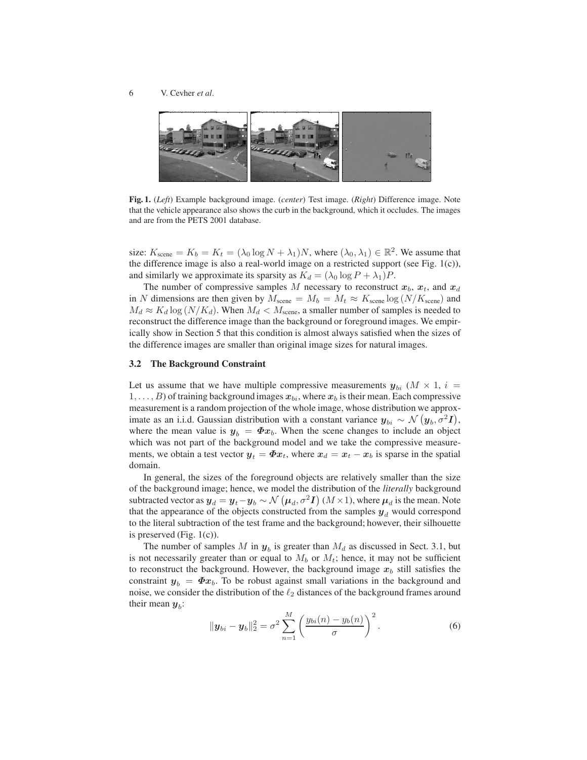**Fig. 1.** (*Left*) Example background image. (*center*) Test image. (*Right*) Difference image. Note that the vehicle appearance also shows the curb in the background, which it occludes. The images and are from the PETS 2001 database.

size: $K_{\text{scene}} = K_b = K_t = (\lambda_0 \log N + \lambda_1)N$, where $(\lambda_0, \lambda_1) \in \mathbb{R}^2$. We assume that the difference image is also a real-world image on a restricted support (see Fig. 1(c)), and similarly we approximate its sparsity as $K_d = (\lambda_0 \log P + \lambda_1)P$.

The number of compressive samples $M$ necessary to reconstruct $\boldsymbol{x}_b$, $\boldsymbol{x}_t$, and $\boldsymbol{x}_d$ in $N$ dimensions are then given by $M_{\text{scene}} = M_b = M_t \approx K_{\text{scene}} \log (N/K_{\text{scene}})$ and $M_d \approx K_d \log (N/K_d)$. When $M_d < M_{\text{scene}}$, a smaller number of samples is needed to reconstruct the difference image than the background or foreground images. We empirically show in Section 5 that this condition is almost always satisfied when the sizes of the difference images are smaller than original image sizes for natural images.

### 3.2 The Background Constraint

Let us assume that we have multiple compressive measurements $\boldsymbol{y}_{bi}$ ($M \times 1$, $i = 1, \ldots, B$) of training background images $\boldsymbol{x}_{bi}$, where $\boldsymbol{x}_b$ is their mean. Each compressive measurement is a random projection of the whole image, whose distribution we approximate as an i.i.d. Gaussian distribution with a constant variance $\boldsymbol{y}_{bi} \sim \mathcal{N}\left(\boldsymbol{y}_b, \sigma^2 \boldsymbol{I}\right)$, where the mean value is $\boldsymbol{y}_b = \boldsymbol{\Phi} \boldsymbol{x}_b$. When the scene changes to include an object which was not part of the background model and we take the compressive measurements, we obtain a test vector $\boldsymbol{y}_t = \boldsymbol{\Phi} \boldsymbol{x}_t$, where $\boldsymbol{x}_d = \boldsymbol{x}_t - \boldsymbol{x}_b$ is sparse in the spatial domain.

In general, the sizes of the foreground objects are relatively smaller than the size of the background image; hence, we model the distribution of the *literally* background subtracted vector as $\boldsymbol{y}_d = \boldsymbol{y}_t - \boldsymbol{y}_b \sim \mathcal{N}\left(\boldsymbol{\mu}_d, \sigma^2 \boldsymbol{I}\right)$ ($M \times 1$), where $\boldsymbol{\mu}_d$ is the mean. Note that the appearance of the objects constructed from the samples $\boldsymbol{y}_d$ would correspond to the literal subtraction of the test frame and the background; however, their silhouette is preserved (Fig. 1(c)).

The number of samples $M$ in $\boldsymbol{y}_b$ is greater than $M_d$ as discussed in Sect. 3.1, but is not necessarily greater than or equal to $M_b$ or $M_t$; hence, it may not be sufficient to reconstruct the background. However, the background image $\boldsymbol{x}_b$ still satisfies the constraint $\boldsymbol{y}_b = \boldsymbol{\Phi} \boldsymbol{x}_b$. To be robust against small variations in the background and noise, we consider the distribution of the $\ell_2$ distances of the background frames around their mean $\boldsymbol{y}_b$:

$$\|\boldsymbol{y}_{bi} - \boldsymbol{y}_b\|_2^2 = \sigma^2 \sum_{n=1}^{M} \left( \frac{y_{bi}(n) - y_b(n)}{\sigma} \right)^2. \tag{6}$$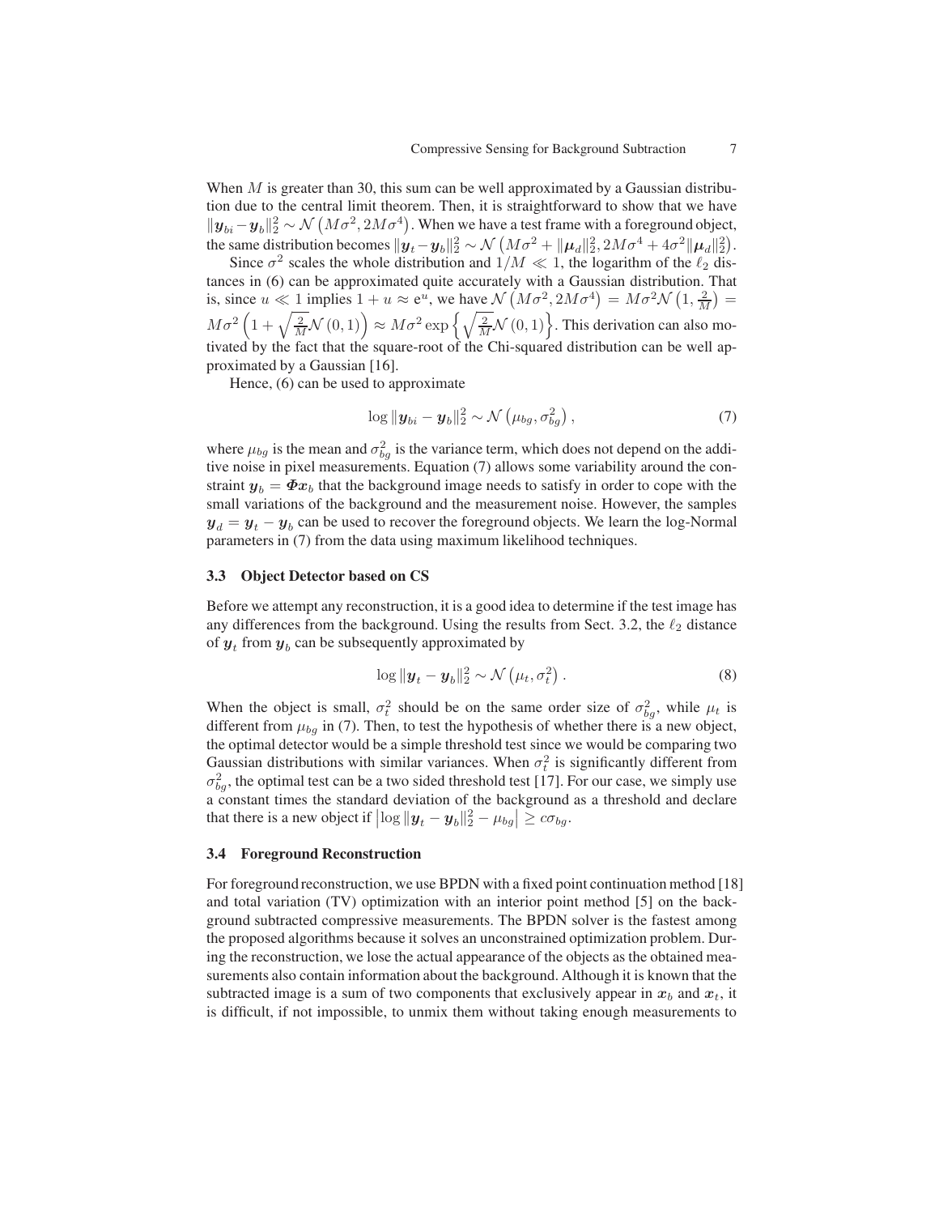When $M$ is greater than 30, this sum can be well approximated by a Gaussian distribution due to the central limit theorem. Then, it is straightforward to show that we have $\|\boldsymbol{y}_{bi} - \boldsymbol{y}_b\|_2^2 \sim \mathcal{N}\left(M\sigma^2, 2M\sigma^4\right)$. When we have a test frame with a foreground object, the same distribution becomes $\|\boldsymbol{y}_t - \boldsymbol{y}_b\|_2^2 \sim \mathcal{N}\left(M\sigma^2 + \|\boldsymbol{\mu}_d\|_2^2, 2M\sigma^4 + 4\sigma^2\|\boldsymbol{\mu}_d\|_2^2\right)$.

Since $\sigma^2$ scales the whole distribution and $1/M \ll 1$, the logarithm of the $\ell_2$ distances in (6) can be approximated quite accurately with a Gaussian distribution. That is, since $u \ll 1$ implies $1 + u \approx \mathrm{e}^u$, we have $\mathcal{N}\left(M\sigma^2, 2M\sigma^4\right) = M\sigma^2\mathcal{N}\left(1, \frac{2}{M}\right) = M\sigma^2\left(1 + \sqrt{\frac{2}{M}}\mathcal{N}(0,1)\right) \approx M\sigma^2 \exp\left\{\sqrt{\frac{2}{M}}\mathcal{N}(0,1)\right\}$. This derivation can also motivated by the fact that the square-root of the Chi-squared distribution can be well approximated by a Gaussian [16].

Hence, (6) can be used to approximate

$$\log\|\boldsymbol{y}_{bi} - \boldsymbol{y}_b\|_2^2 \sim \mathcal{N}\left(\mu_{bg}, \sigma_{bg}^2\right), \tag{7}$$

where $\mu_{bg}$ is the mean and $\sigma_{bg}^2$ is the variance term, which does not depend on the additive noise in pixel measurements. Equation (7) allows some variability around the constraint $\boldsymbol{y}_b = \boldsymbol{\Phi}\boldsymbol{x}_b$ that the background image needs to satisfy in order to cope with the small variations of the background and the measurement noise. However, the samples $\boldsymbol{y}_d = \boldsymbol{y}_t - \boldsymbol{y}_b$ can be used to recover the foreground objects. We learn the log-Normal parameters in (7) from the data using maximum likelihood techniques.

### 3.3 Object Detector based on CS

Before we attempt any reconstruction, it is a good idea to determine if the test image has any differences from the background. Using the results from Sect. 3.2, the $\ell_2$ distance of $\boldsymbol{y}_t$ from $\boldsymbol{y}_b$ can be subsequently approximated by

$$\log\|\boldsymbol{y}_t - \boldsymbol{y}_b\|_2^2 \sim \mathcal{N}\left(\mu_t, \sigma_t^2\right). \tag{8}$$

When the object is small, $\sigma_t^2$ should be on the same order size of $\sigma_{bg}^2$, while $\mu_t$ is different from $\mu_{bg}$ in (7). Then, to test the hypothesis of whether there is a new object, the optimal detector would be a simple threshold test since we would be comparing two Gaussian distributions with similar variances. When $\sigma_t^2$ is significantly different from $\sigma_{bg}^2$, the optimal test can be a two sided threshold test [17]. For our case, we simply use a constant times the standard deviation of the background as a threshold and declare that there is a new object if $\left|\log\|\boldsymbol{y}_t - \boldsymbol{y}_b\|_2^2 - \mu_{bg}\right| \geq c\sigma_{bg}$.

### 3.4 Foreground Reconstruction

For foreground reconstruction, we use BPDN with a fixed point continuation method [18] and total variation (TV) optimization with an interior point method [5] on the background subtracted compressive measurements. The BPDN solver is the fastest among the proposed algorithms because it solves an unconstrained optimization problem. During the reconstruction, we lose the actual appearance of the objects as the obtained measurements also contain information about the background. Although it is known that the subtracted image is a sum of two components that exclusively appear in $\boldsymbol{x}_b$ and $\boldsymbol{x}_t$, it is difficult, if not impossible, to unmix them without taking enough measurements to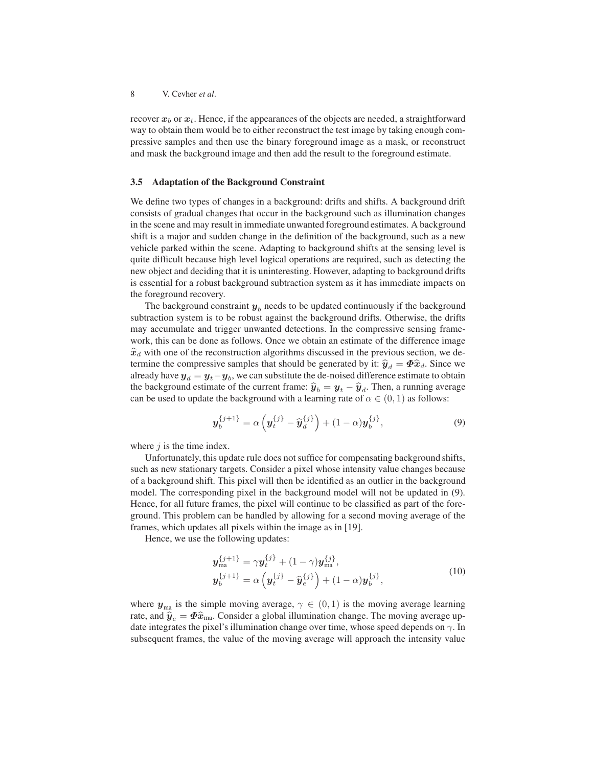recover $\boldsymbol{x}_b$ or $\boldsymbol{x}_t$. Hence, if the appearances of the objects are needed, a straightforward way to obtain them would be to either reconstruct the test image by taking enough compressive samples and then use the binary foreground image as a mask, or reconstruct and mask the background image and then add the result to the foreground estimate.

### 3.5 Adaptation of the Background Constraint

We define two types of changes in a background: drifts and shifts. A background drift consists of gradual changes that occur in the background such as illumination changes in the scene and may result in immediate unwanted foreground estimates. A background shift is a major and sudden change in the definition of the background, such as a new vehicle parked within the scene. Adapting to background shifts at the sensing level is quite difficult because high level logical operations are required, such as detecting the new object and deciding that it is uninteresting. However, adapting to background drifts is essential for a robust background subtraction system as it has immediate impacts on the foreground recovery.

The background constraint $\boldsymbol{y}_b$ needs to be updated continuously if the background subtraction system is to be robust against the background drifts. Otherwise, the drifts may accumulate and trigger unwanted detections. In the compressive sensing framework, this can be done as follows. Once we obtain an estimate of the difference image $\widehat{\boldsymbol{x}}_d$ with one of the reconstruction algorithms discussed in the previous section, we determine the compressive samples that should be generated by it: $\widehat{\boldsymbol{y}}_d = \boldsymbol{\Phi}\widehat{\boldsymbol{x}}_d$. Since we already have $\boldsymbol{y}_d = \boldsymbol{y}_t - \boldsymbol{y}_b$, we can substitute the de-noised difference estimate to obtain the background estimate of the current frame: $\widehat{\boldsymbol{y}}_b = \boldsymbol{y}_t - \widehat{\boldsymbol{y}}_d$. Then, a running average can be used to update the background with a learning rate of $\alpha \in (0, 1)$ as follows:

$$\boldsymbol{y}_b^{\{j+1\}} = \alpha \left( \boldsymbol{y}_t^{\{j\}} - \widehat{\boldsymbol{y}}_d^{\{j\}} \right) + (1 - \alpha)\boldsymbol{y}_b^{\{j\}}, \tag{9}$$

where $j$ is the time index.

Unfortunately, this update rule does not suffice for compensating background shifts, such as new stationary targets. Consider a pixel whose intensity value changes because of a background shift. This pixel will then be identified as an outlier in the background model. The corresponding pixel in the background model will not be updated in (9). Hence, for all future frames, the pixel will continue to be classified as part of the foreground. This problem can be handled by allowing for a second moving average of the frames, which updates all pixels within the image as in [19].

Hence, we use the following updates:

$$\begin{aligned}
\boldsymbol{y}_{\text{ma}}^{\{j+1\}} &= \gamma \boldsymbol{y}_t^{\{j\}} + (1 - \gamma)\boldsymbol{y}_{\text{ma}}^{\{j\}}, \\
\boldsymbol{y}_b^{\{j+1\}} &= \alpha \left( \boldsymbol{y}_t^{\{j\}} - \widehat{\boldsymbol{y}}_e^{\{j\}} \right) + (1 - \alpha)\boldsymbol{y}_b^{\{j\}},
\end{aligned} \tag{10}$$

where $\boldsymbol{y}_{\text{ma}}$ is the simple moving average, $\gamma \in (0, 1)$ is the moving average learning rate, and $\widehat{\boldsymbol{y}}_e = \boldsymbol{\Phi}\widehat{\boldsymbol{x}}_{\text{ma}}$. Consider a global illumination change. The moving average update integrates the pixel's illumination change over time, whose speed depends on $\gamma$. In subsequent frames, the value of the moving average will approach the intensity value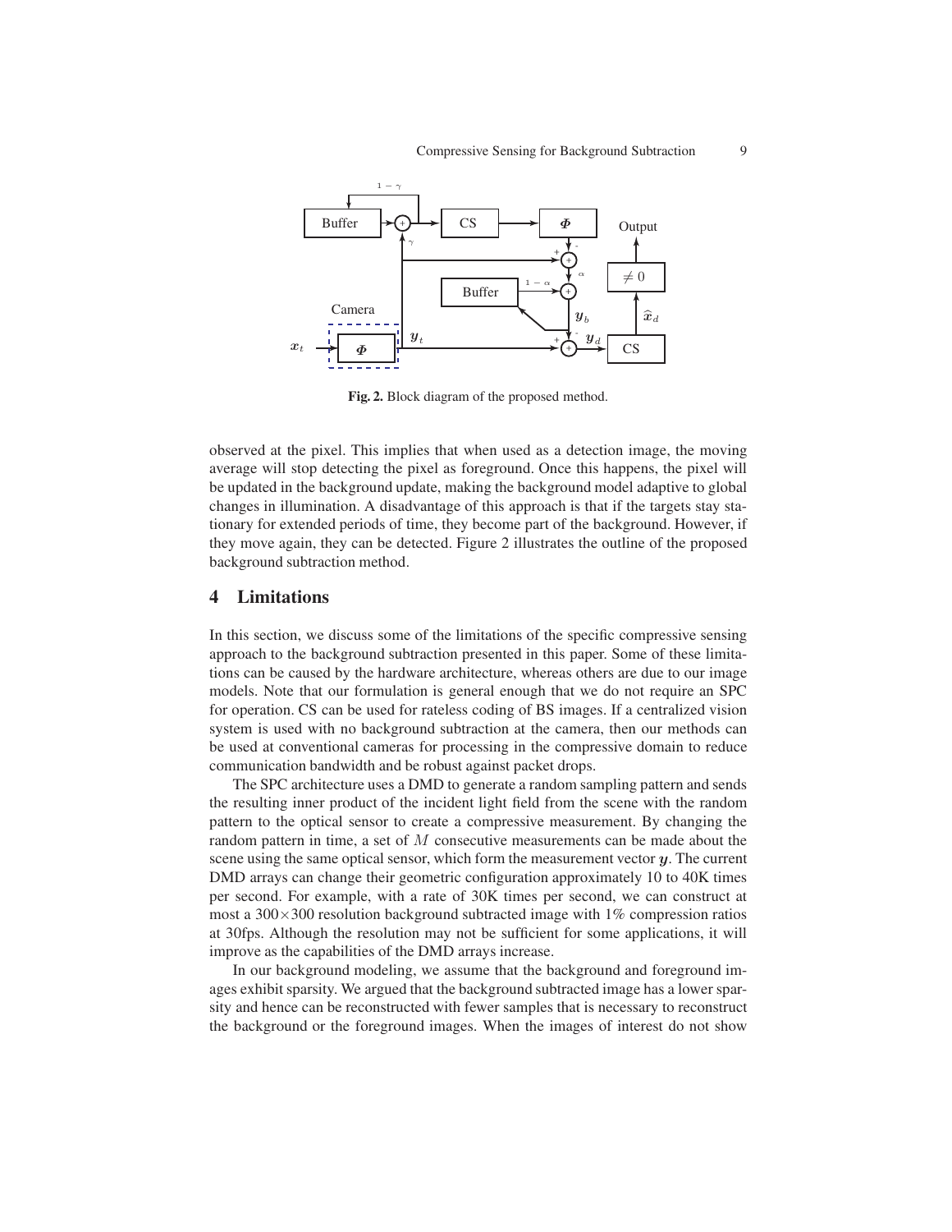**Fig. 2.** Block diagram of the proposed method.

observed at the pixel. This implies that when used as a detection image, the moving average will stop detecting the pixel as foreground. Once this happens, the pixel will be updated in the background update, making the background model adaptive to global changes in illumination. A disadvantage of this approach is that if the targets stay stationary for extended periods of time, they become part of the background. However, if they move again, they can be detected. Figure 2 illustrates the outline of the proposed background subtraction method.

## 4 Limitations

In this section, we discuss some of the limitations of the specific compressive sensing approach to the background subtraction presented in this paper. Some of these limitations can be caused by the hardware architecture, whereas others are due to our image models. Note that our formulation is general enough that we do not require an SPC for operation. CS can be used for rateless coding of BS images. If a centralized vision system is used with no background subtraction at the camera, then our methods can be used at conventional cameras for processing in the compressive domain to reduce communication bandwidth and be robust against packet drops.

The SPC architecture uses a DMD to generate a random sampling pattern and sends the resulting inner product of the incident light field from the scene with the random pattern to the optical sensor to create a compressive measurement. By changing the random pattern in time, a set of $M$ consecutive measurements can be made about the scene using the same optical sensor, which form the measurement vector $\boldsymbol{y}$. The current DMD arrays can change their geometric configuration approximately 10 to 40K times per second. For example, with a rate of 30K times per second, we can construct at most a $300\times300$ resolution background subtracted image with 1% compression ratios at 30fps. Although the resolution may not be sufficient for some applications, it will improve as the capabilities of the DMD arrays increase.

In our background modeling, we assume that the background and foreground images exhibit sparsity. We argued that the background subtracted image has a lower sparsity and hence can be reconstructed with fewer samples that is necessary to reconstruct the background or the foreground images. When the images of interest do not show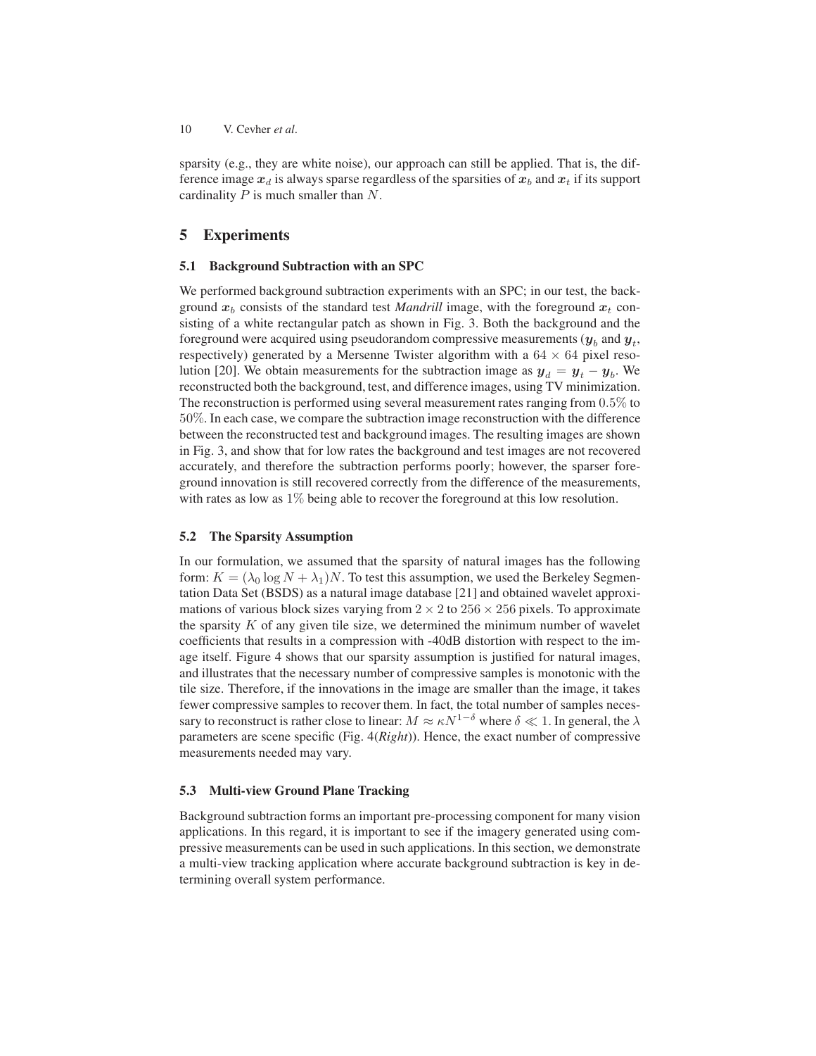sparsity (e.g., they are white noise), our approach can still be applied. That is, the difference image $\boldsymbol{x}_d$ is always sparse regardless of the sparsities of $\boldsymbol{x}_b$ and $\boldsymbol{x}_t$ if its support cardinality $P$ is much smaller than $N$.

## 5 Experiments

### 5.1 Background Subtraction with an SPC

We performed background subtraction experiments with an SPC; in our test, the background $\boldsymbol{x}_b$ consists of the standard test *Mandrill* image, with the foreground $\boldsymbol{x}_t$ consisting of a white rectangular patch as shown in Fig. 3. Both the background and the foreground were acquired using pseudorandom compressive measurements ($\boldsymbol{y}_b$ and $\boldsymbol{y}_t$, respectively) generated by a Mersenne Twister algorithm with a $64 \times 64$ pixel resolution [20]. We obtain measurements for the subtraction image as $\boldsymbol{y}_d = \boldsymbol{y}_t - \boldsymbol{y}_b$. We reconstructed both the background, test, and difference images, using TV minimization. The reconstruction is performed using several measurement rates ranging from $0.5\%$ to $50\%$. In each case, we compare the subtraction image reconstruction with the difference between the reconstructed test and background images. The resulting images are shown in Fig. 3, and show that for low rates the background and test images are not recovered accurately, and therefore the subtraction performs poorly; however, the sparser foreground innovation is still recovered correctly from the difference of the measurements, with rates as low as $1\%$ being able to recover the foreground at this low resolution.

### 5.2 The Sparsity Assumption

In our formulation, we assumed that the sparsity of natural images has the following form: $K = (\lambda_0 \log N + \lambda_1)N$. To test this assumption, we used the Berkeley Segmentation Data Set (BSDS) as a natural image database [21] and obtained wavelet approximations of various block sizes varying from $2 \times 2$ to $256 \times 256$ pixels. To approximate the sparsity $K$ of any given tile size, we determined the minimum number of wavelet coefficients that results in a compression with -40dB distortion with respect to the image itself. Figure 4 shows that our sparsity assumption is justified for natural images, and illustrates that the necessary number of compressive samples is monotonic with the tile size. Therefore, if the innovations in the image are smaller than the image, it takes fewer compressive samples to recover them. In fact, the total number of samples necessary to reconstruct is rather close to linear: $M \approx \kappa N^{1-\delta}$ where $\delta \ll 1$. In general, the $\lambda$ parameters are scene specific (Fig. 4(*Right*)). Hence, the exact number of compressive measurements needed may vary.

### 5.3 Multi-view Ground Plane Tracking

Background subtraction forms an important pre-processing component for many vision applications. In this regard, it is important to see if the imagery generated using compressive measurements can be used in such applications. In this section, we demonstrate a multi-view tracking application where accurate background subtraction is key in determining overall system performance.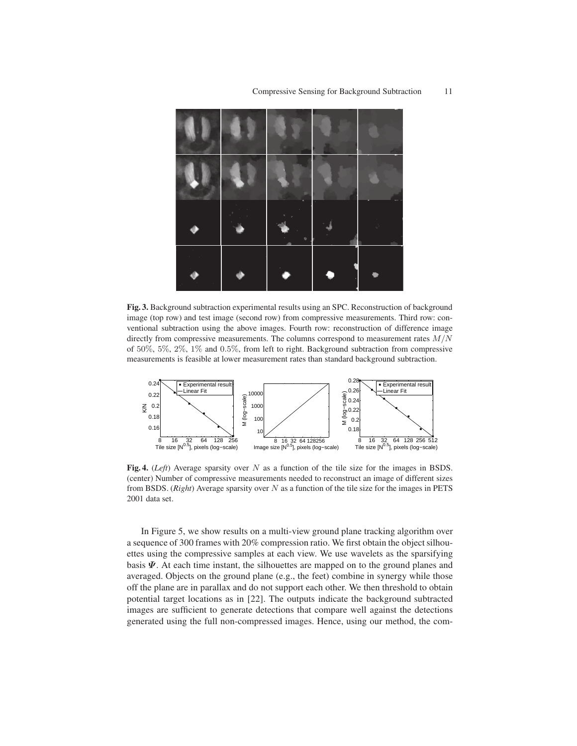**Fig. 3.** Background subtraction experimental results using an SPC. Reconstruction of background image (top row) and test image (second row) from compressive measurements. Third row: conventional subtraction using the above images. Fourth row: reconstruction of difference image directly from compressive measurements. The columns correspond to measurement rates $M/N$ of 50%, 5%, 2%, 1% and 0.5%, from left to right. Background subtraction from compressive measurements is feasible at lower measurement rates than standard background subtraction.

**Fig. 4.** (*Left*) Average sparsity over $N$ as a function of the tile size for the images in BSDS. (center) Number of compressive measurements needed to reconstruct an image of different sizes from BSDS. (*Right*) Average sparsity over $N$ as a function of the tile size for the images in PETS 2001 data set.

In Figure 5, we show results on a multi-view ground plane tracking algorithm over a sequence of 300 frames with 20% compression ratio. We first obtain the object silhouettes using the compressive samples at each view. We use wavelets as the sparsifying basis $\boldsymbol{\Psi}$. At each time instant, the silhouettes are mapped on to the ground planes and averaged. Objects on the ground plane (e.g., the feet) combine in synergy while those off the plane are in parallax and do not support each other. We then threshold to obtain potential target locations as in [22]. The outputs indicate the background subtracted images are sufficient to generate detections that compare well against the detections generated using the full non-compressed images. Hence, using our method, the com-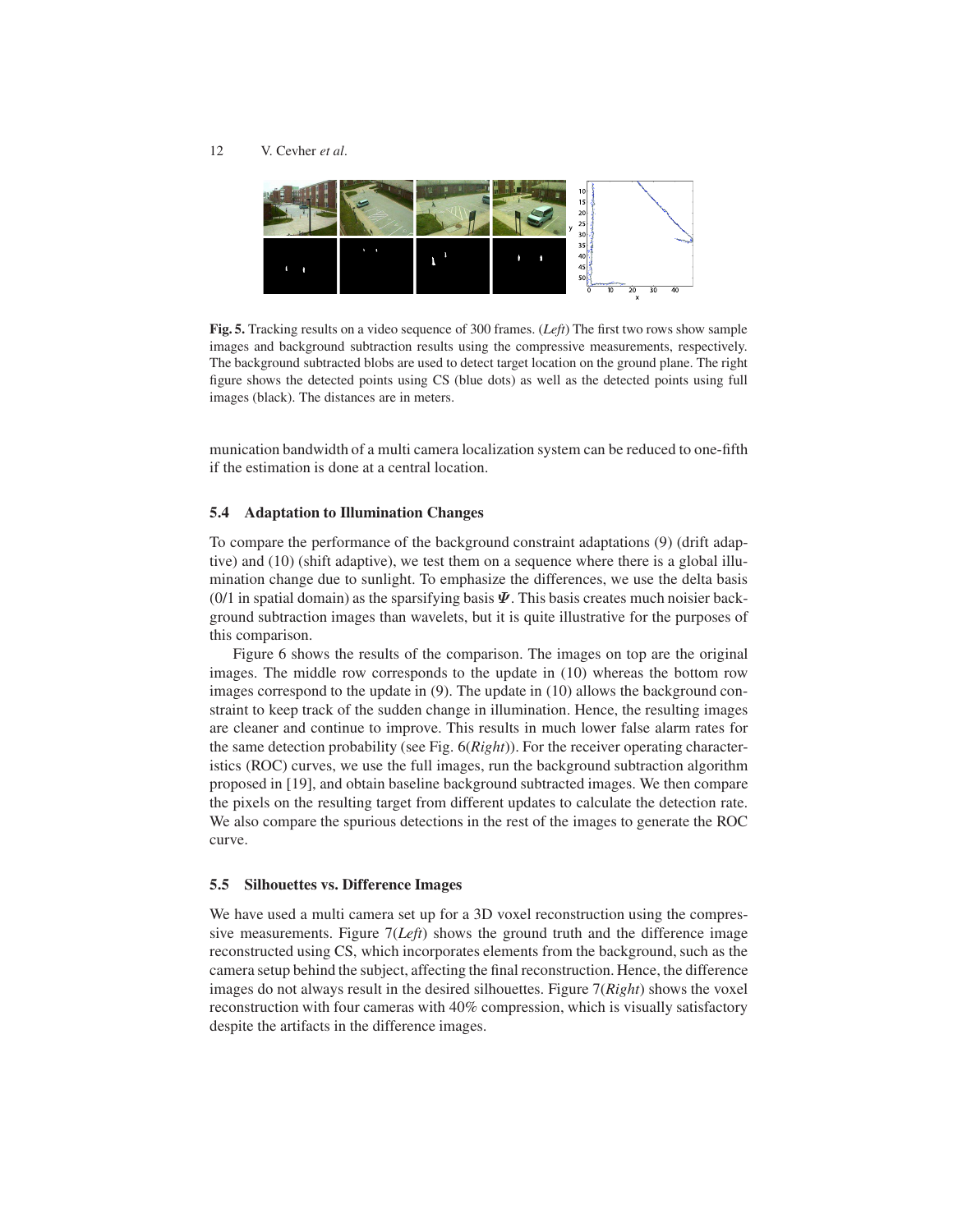**Fig. 5.** Tracking results on a video sequence of 300 frames. (*Left*) The first two rows show sample images and background subtraction results using the compressive measurements, respectively. The background subtracted blobs are used to detect target location on the ground plane. The right figure shows the detected points using CS (blue dots) as well as the detected points using full images (black). The distances are in meters.

munication bandwidth of a multi camera localization system can be reduced to one-fifth if the estimation is done at a central location.

### 5.4 Adaptation to Illumination Changes

To compare the performance of the background constraint adaptations (9) (drift adaptive) and (10) (shift adaptive), we test them on a sequence where there is a global illumination change due to sunlight. To emphasize the differences, we use the delta basis (0/1 in spatial domain) as the sparsifying basis $\boldsymbol{\Psi}$. This basis creates much noisier background subtraction images than wavelets, but it is quite illustrative for the purposes of this comparison.

Figure 6 shows the results of the comparison. The images on top are the original images. The middle row corresponds to the update in (10) whereas the bottom row images correspond to the update in (9). The update in (10) allows the background constraint to keep track of the sudden change in illumination. Hence, the resulting images are cleaner and continue to improve. This results in much lower false alarm rates for the same detection probability (see Fig. 6(*Right*)). For the receiver operating characteristics (ROC) curves, we use the full images, run the background subtraction algorithm proposed in [19], and obtain baseline background subtracted images. We then compare the pixels on the resulting target from different updates to calculate the detection rate. We also compare the spurious detections in the rest of the images to generate the ROC curve.

### 5.5 Silhouettes vs. Difference Images

We have used a multi camera set up for a 3D voxel reconstruction using the compressive measurements. Figure 7(*Left*) shows the ground truth and the difference image reconstructed using CS, which incorporates elements from the background, such as the camera setup behind the subject, affecting the final reconstruction. Hence, the difference images do not always result in the desired silhouettes. Figure 7(*Right*) shows the voxel reconstruction with four cameras with 40% compression, which is visually satisfactory despite the artifacts in the difference images.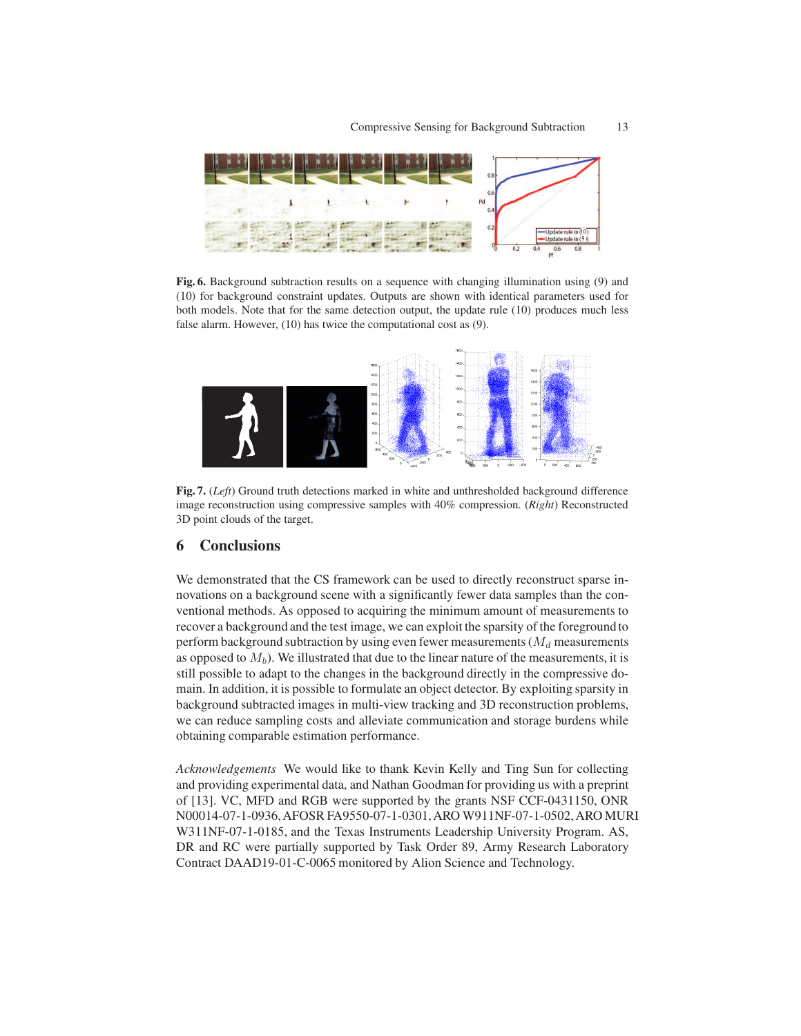**Fig. 6.** Background subtraction results on a sequence with changing illumination using (9) and (10) for background constraint updates. Outputs are shown with identical parameters used for both models. Note that for the same detection output, the update rule (10) produces much less false alarm. However, (10) has twice the computational cost as (9).

**Fig. 7.** (*Left*) Ground truth detections marked in white and unthresholded background difference image reconstruction using compressive samples with 40% compression. (*Right*) Reconstructed 3D point clouds of the target.

## 6 Conclusions

We demonstrated that the CS framework can be used to directly reconstruct sparse innovations on a background scene with a significantly fewer data samples than the conventional methods. As opposed to acquiring the minimum amount of measurements to recover a background and the test image, we can exploit the sparsity of the foreground to perform background subtraction by using even fewer measurements ($M_d$ measurements as opposed to $M_b$). We illustrated that due to the linear nature of the measurements, it is still possible to adapt to the changes in the background directly in the compressive domain. In addition, it is possible to formulate an object detector. By exploiting sparsity in background subtracted images in multi-view tracking and 3D reconstruction problems, we can reduce sampling costs and alleviate communication and storage burdens while obtaining comparable estimation performance.

*Acknowledgements* We would like to thank Kevin Kelly and Ting Sun for collecting and providing experimental data, and Nathan Goodman for providing us with a preprint of [13]. VC, MFD and RGB were supported by the grants NSF CCF-0431150, ONR N00014-07-1-0936, AFOSR FA9550-07-1-0301, ARO W911NF-07-1-0502, ARO MURI W311NF-07-1-0185, and the Texas Instruments Leadership University Program. AS, DR and RC were partially supported by Task Order 89, Army Research Laboratory Contract DAAD19-01-C-0065 monitored by Alion Science and Technology.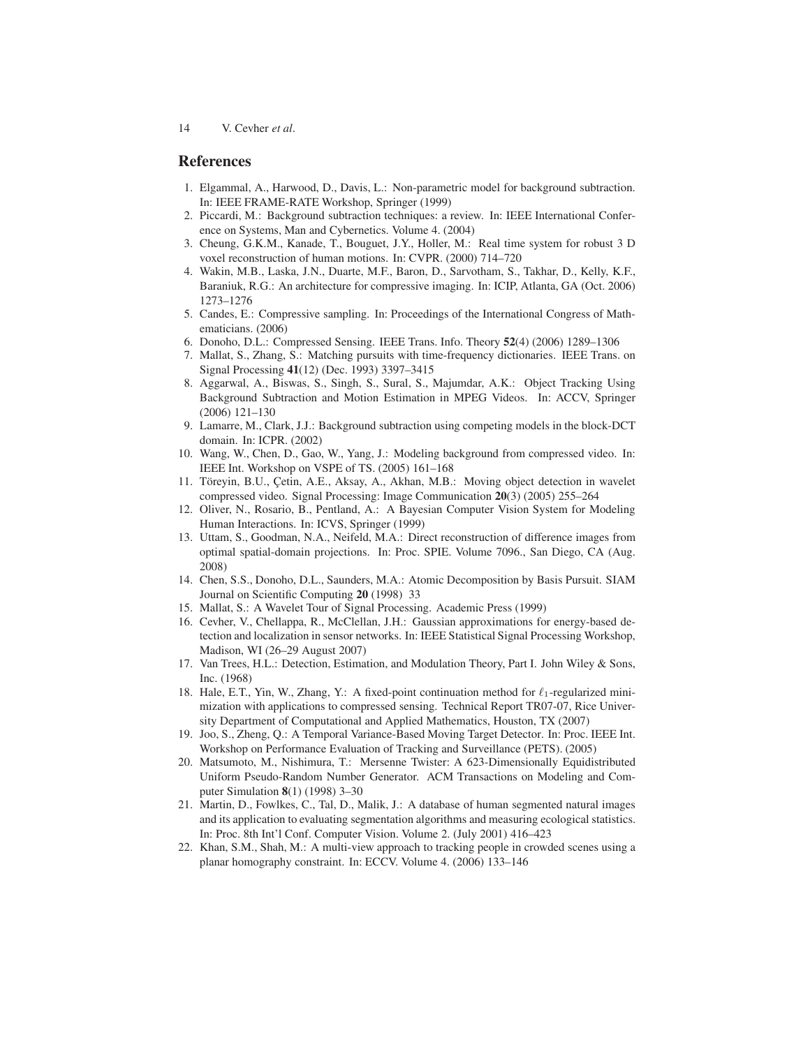## References

1. Elgammal, A., Harwood, D., Davis, L.: Non-parametric model for background subtraction. In: IEEE FRAME-RATE Workshop, Springer (1999)
2. Piccardi, M.: Background subtraction techniques: a review. In: IEEE International Conference on Systems, Man and Cybernetics. Volume 4. (2004)
3. Cheung, G.K.M., Kanade, T., Bouguet, J.Y., Holler, M.: Real time system for robust 3 D voxel reconstruction of human motions. In: CVPR. (2000) 714–720
4. Wakin, M.B., Laska, J.N., Duarte, M.F., Baron, D., Sarvotham, S., Takhar, D., Kelly, K.F., Baraniuk, R.G.: An architecture for compressive imaging. In: ICIP, Atlanta, GA (Oct. 2006) 1273–1276
5. Candes, E.: Compressive sampling. In: Proceedings of the International Congress of Mathematicians. (2006)
6. Donoho, D.L.: Compressed Sensing. IEEE Trans. Info. Theory **52**(4) (2006) 1289–1306
7. Mallat, S., Zhang, S.: Matching pursuits with time-frequency dictionaries. IEEE Trans. on Signal Processing **41**(12) (Dec. 1993) 3397–3415
8. Aggarwal, A., Biswas, S., Singh, S., Sural, S., Majumdar, A.K.: Object Tracking Using Background Subtraction and Motion Estimation in MPEG Videos. In: ACCV, Springer (2006) 121–130
9. Lamarre, M., Clark, J.J.: Background subtraction using competing models in the block-DCT domain. In: ICPR. (2002)
10. Wang, W., Chen, D., Gao, W., Yang, J.: Modeling background from compressed video. In: IEEE Int. Workshop on VSPE of TS. (2005) 161–168
11. Töreyin, B.U., Çetin, A.E., Aksay, A., Akhan, M.B.: Moving object detection in wavelet compressed video. Signal Processing: Image Communication **20**(3) (2005) 255–264
12. Oliver, N., Rosario, B., Pentland, A.: A Bayesian Computer Vision System for Modeling Human Interactions. In: ICVS, Springer (1999)
13. Uttam, S., Goodman, N.A., Neifeld, M.A.: Direct reconstruction of difference images from optimal spatial-domain projections. In: Proc. SPIE. Volume 7096., San Diego, CA (Aug. 2008)
14. Chen, S.S., Donoho, D.L., Saunders, M.A.: Atomic Decomposition by Basis Pursuit. SIAM Journal on Scientific Computing **20** (1998) 33
15. Mallat, S.: A Wavelet Tour of Signal Processing. Academic Press (1999)
16. Cevher, V., Chellappa, R., McClellan, J.H.: Gaussian approximations for energy-based detection and localization in sensor networks. In: IEEE Statistical Signal Processing Workshop, Madison, WI (26–29 August 2007)
17. Van Trees, H.L.: Detection, Estimation, and Modulation Theory, Part I. John Wiley & Sons, Inc. (1968)
18. Hale, E.T., Yin, W., Zhang, Y.: A fixed-point continuation method for $\ell_1$-regularized minimization with applications to compressed sensing. Technical Report TR07-07, Rice University Department of Computational and Applied Mathematics, Houston, TX (2007)
19. Joo, S., Zheng, Q.: A Temporal Variance-Based Moving Target Detector. In: Proc. IEEE Int. Workshop on Performance Evaluation of Tracking and Surveillance (PETS). (2005)
20. Matsumoto, M., Nishimura, T.: Mersenne Twister: A 623-Dimensionally Equidistributed Uniform Pseudo-Random Number Generator. ACM Transactions on Modeling and Computer Simulation **8**(1) (1998) 3–30
21. Martin, D., Fowlkes, C., Tal, D., Malik, J.: A database of human segmented natural images and its application to evaluating segmentation algorithms and measuring ecological statistics. In: Proc. 8th Int'l Conf. Computer Vision. Volume 2. (July 2001) 416–423
22. Khan, S.M., Shah, M.: A multi-view approach to tracking people in crowded scenes using a planar homography constraint. In: ECCV. Volume 4. (2006) 133–146